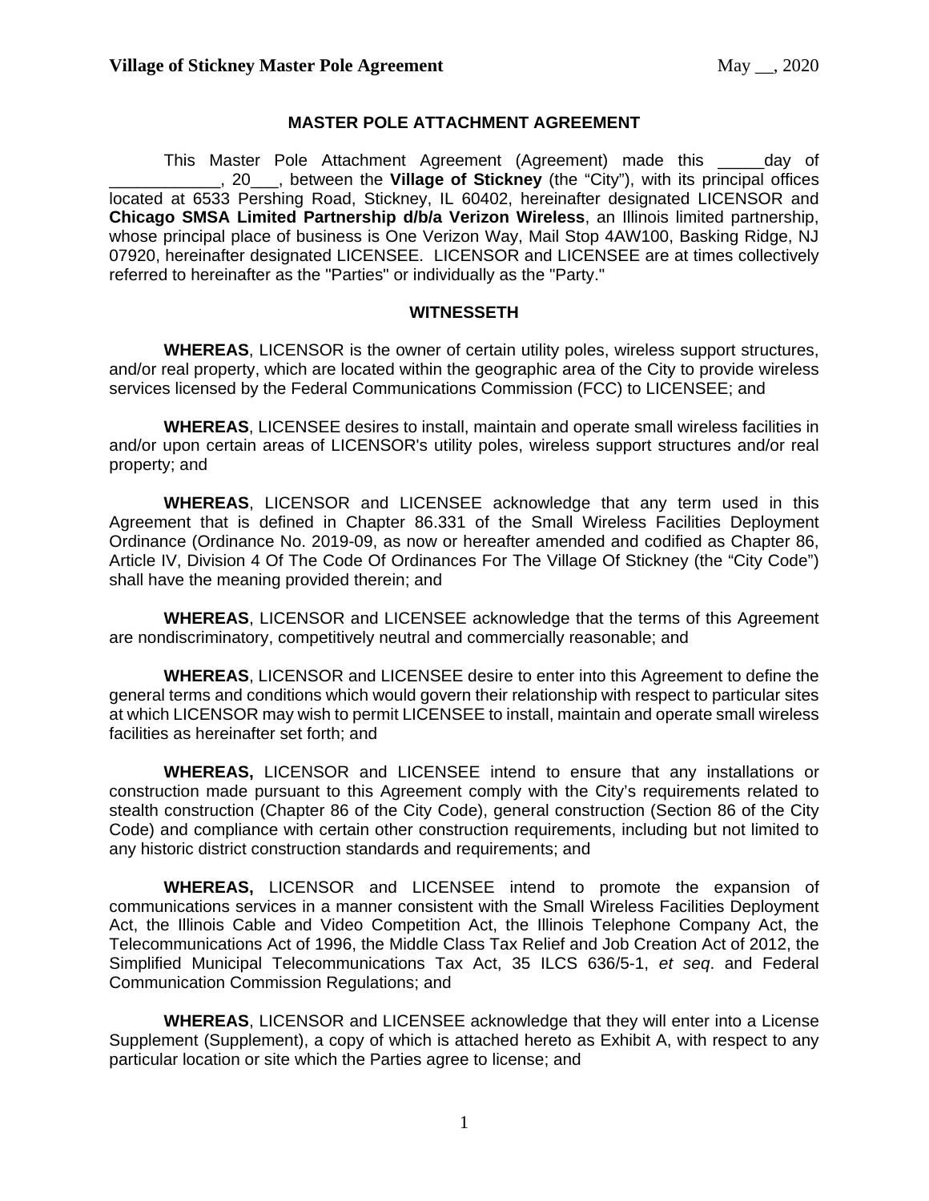# MASTER POLE ATTACHMENT AGREEMENT

This Master Pole Attachment Agreement (Agreement) made this _____day of ____________, 20___, between the **Village of Stickney** (the "City"), with its principal offices located at 6533 Pershing Road, Stickney, IL 60402, hereinafter designated LICENSOR and **Chicago SMSA Limited Partnership d/b/a Verizon Wireless**, an Illinois limited partnership, whose principal place of business is One Verizon Way, Mail Stop 4AW100, Basking Ridge, NJ 07920, hereinafter designated LICENSEE. LICENSOR and LICENSEE are at times collectively referred to hereinafter as the "Parties" or individually as the "Party."

## WITNESSETH

**WHEREAS**, LICENSOR is the owner of certain utility poles, wireless support structures, and/or real property, which are located within the geographic area of the City to provide wireless services licensed by the Federal Communications Commission (FCC) to LICENSEE; and

**WHEREAS**, LICENSEE desires to install, maintain and operate small wireless facilities in and/or upon certain areas of LICENSOR's utility poles, wireless support structures and/or real property; and

**WHEREAS**, LICENSOR and LICENSEE acknowledge that any term used in this Agreement that is defined in Chapter 86.331 of the Small Wireless Facilities Deployment Ordinance (Ordinance No. 2019-09, as now or hereafter amended and codified as Chapter 86, Article IV, Division 4 Of The Code Of Ordinances For The Village Of Stickney (the "City Code") shall have the meaning provided therein; and

**WHEREAS**, LICENSOR and LICENSEE acknowledge that the terms of this Agreement are nondiscriminatory, competitively neutral and commercially reasonable; and

**WHEREAS**, LICENSOR and LICENSEE desire to enter into this Agreement to define the general terms and conditions which would govern their relationship with respect to particular sites at which LICENSOR may wish to permit LICENSEE to install, maintain and operate small wireless facilities as hereinafter set forth; and

**WHEREAS,** LICENSOR and LICENSEE intend to ensure that any installations or construction made pursuant to this Agreement comply with the City's requirements related to stealth construction (Chapter 86 of the City Code), general construction (Section 86 of the City Code) and compliance with certain other construction requirements, including but not limited to any historic district construction standards and requirements; and

**WHEREAS,** LICENSOR and LICENSEE intend to promote the expansion of communications services in a manner consistent with the Small Wireless Facilities Deployment Act, the Illinois Cable and Video Competition Act, the Illinois Telephone Company Act, the Telecommunications Act of 1996, the Middle Class Tax Relief and Job Creation Act of 2012, the Simplified Municipal Telecommunications Tax Act, 35 ILCS 636/5-1, *et seq*. and Federal Communication Commission Regulations; and

**WHEREAS**, LICENSOR and LICENSEE acknowledge that they will enter into a License Supplement (Supplement), a copy of which is attached hereto as Exhibit A, with respect to any particular location or site which the Parties agree to license; and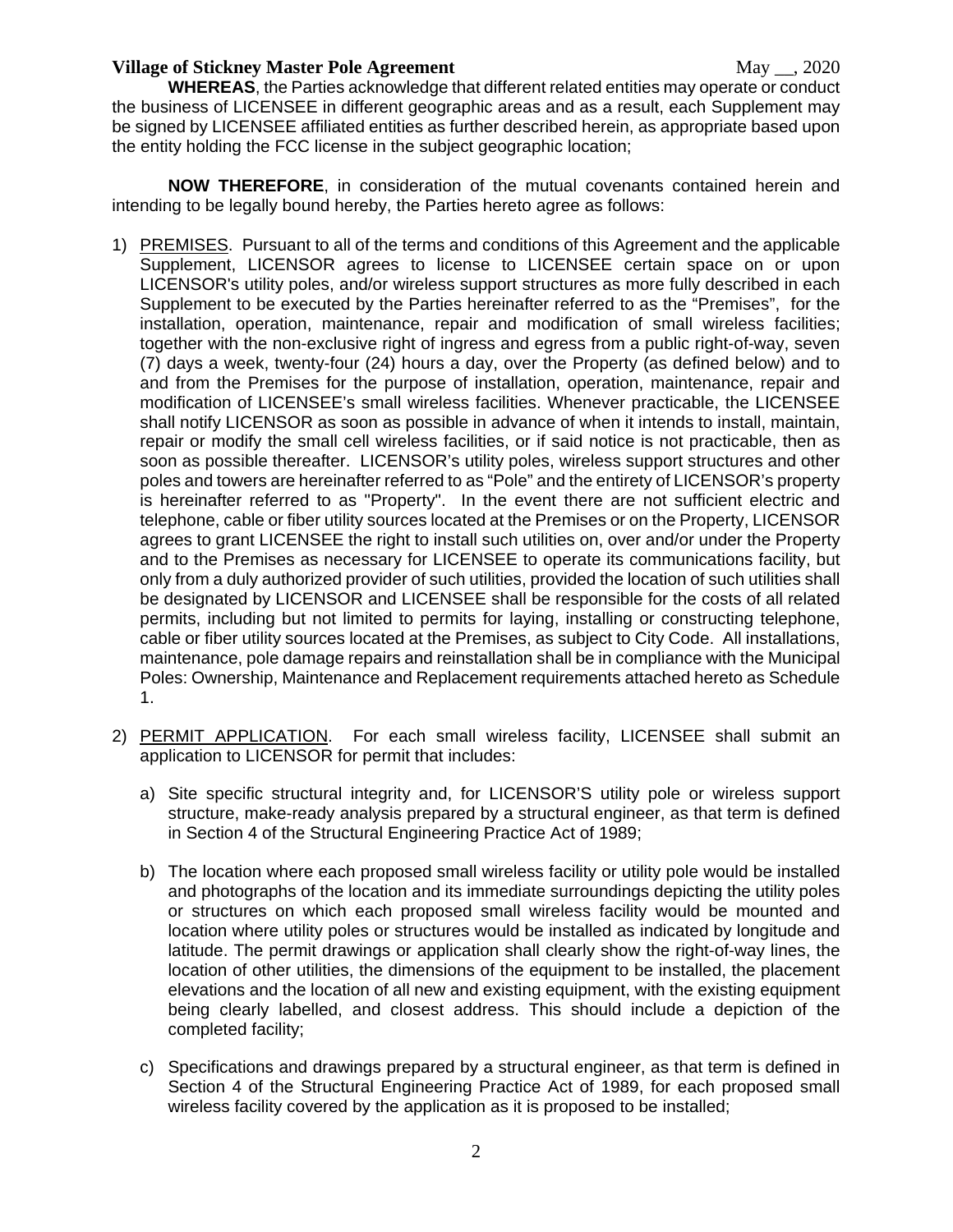**WHEREAS**, the Parties acknowledge that different related entities may operate or conduct the business of LICENSEE in different geographic areas and as a result, each Supplement may be signed by LICENSEE affiliated entities as further described herein, as appropriate based upon the entity holding the FCC license in the subject geographic location;

**NOW THEREFORE**, in consideration of the mutual covenants contained herein and intending to be legally bound hereby, the Parties hereto agree as follows:

1) PREMISES. Pursuant to all of the terms and conditions of this Agreement and the applicable Supplement, LICENSOR agrees to license to LICENSEE certain space on or upon LICENSOR's utility poles, and/or wireless support structures as more fully described in each Supplement to be executed by the Parties hereinafter referred to as the "Premises", for the installation, operation, maintenance, repair and modification of small wireless facilities; together with the non-exclusive right of ingress and egress from a public right-of-way, seven (7) days a week, twenty-four (24) hours a day, over the Property (as defined below) and to and from the Premises for the purpose of installation, operation, maintenance, repair and modification of LICENSEE's small wireless facilities. Whenever practicable, the LICENSEE shall notify LICENSOR as soon as possible in advance of when it intends to install, maintain, repair or modify the small cell wireless facilities, or if said notice is not practicable, then as soon as possible thereafter. LICENSOR's utility poles, wireless support structures and other poles and towers are hereinafter referred to as "Pole" and the entirety of LICENSOR's property is hereinafter referred to as "Property". In the event there are not sufficient electric and telephone, cable or fiber utility sources located at the Premises or on the Property, LICENSOR agrees to grant LICENSEE the right to install such utilities on, over and/or under the Property and to the Premises as necessary for LICENSEE to operate its communications facility, but only from a duly authorized provider of such utilities, provided the location of such utilities shall be designated by LICENSOR and LICENSEE shall be responsible for the costs of all related permits, including but not limited to permits for laying, installing or constructing telephone, cable or fiber utility sources located at the Premises, as subject to City Code. All installations, maintenance, pole damage repairs and reinstallation shall be in compliance with the Municipal Poles: Ownership, Maintenance and Replacement requirements attached hereto as Schedule 1.

2) PERMIT APPLICATION. For each small wireless facility, LICENSEE shall submit an application to LICENSOR for permit that includes:

   a) Site specific structural integrity and, for LICENSOR'S utility pole or wireless support structure, make-ready analysis prepared by a structural engineer, as that term is defined in Section 4 of the Structural Engineering Practice Act of 1989;

   b) The location where each proposed small wireless facility or utility pole would be installed and photographs of the location and its immediate surroundings depicting the utility poles or structures on which each proposed small wireless facility would be mounted and location where utility poles or structures would be installed as indicated by longitude and latitude. The permit drawings or application shall clearly show the right-of-way lines, the location of other utilities, the dimensions of the equipment to be installed, the placement elevations and the location of all new and existing equipment, with the existing equipment being clearly labelled, and closest address. This should include a depiction of the completed facility;

   c) Specifications and drawings prepared by a structural engineer, as that term is defined in Section 4 of the Structural Engineering Practice Act of 1989, for each proposed small wireless facility covered by the application as it is proposed to be installed;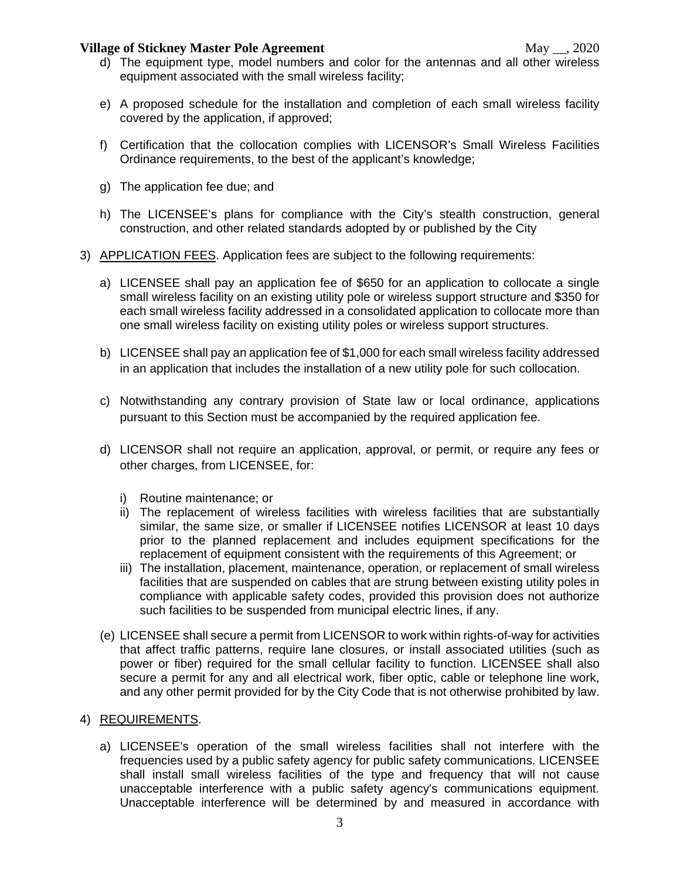d) The equipment type, model numbers and color for the antennas and all other wireless equipment associated with the small wireless facility;

e) A proposed schedule for the installation and completion of each small wireless facility covered by the application, if approved;

f) Certification that the collocation complies with LICENSOR's Small Wireless Facilities Ordinance requirements, to the best of the applicant's knowledge;

g) The application fee due; and

h) The LICENSEE's plans for compliance with the City's stealth construction, general construction, and other related standards adopted by or published by the City

3) APPLICATION FEES. Application fees are subject to the following requirements:

   a) LICENSEE shall pay an application fee of $650 for an application to collocate a single small wireless facility on an existing utility pole or wireless support structure and $350 for each small wireless facility addressed in a consolidated application to collocate more than one small wireless facility on existing utility poles or wireless support structures.

   b) LICENSEE shall pay an application fee of $1,000 for each small wireless facility addressed in an application that includes the installation of a new utility pole for such collocation.

   c) Notwithstanding any contrary provision of State law or local ordinance, applications pursuant to this Section must be accompanied by the required application fee.

   d) LICENSOR shall not require an application, approval, or permit, or require any fees or other charges, from LICENSEE, for:

      i) Routine maintenance; or
      ii) The replacement of wireless facilities with wireless facilities that are substantially similar, the same size, or smaller if LICENSEE notifies LICENSOR at least 10 days prior to the planned replacement and includes equipment specifications for the replacement of equipment consistent with the requirements of this Agreement; or
      iii) The installation, placement, maintenance, operation, or replacement of small wireless facilities that are suspended on cables that are strung between existing utility poles in compliance with applicable safety codes, provided this provision does not authorize such facilities to be suspended from municipal electric lines, if any.

   (e) LICENSEE shall secure a permit from LICENSOR to work within rights-of-way for activities that affect traffic patterns, require lane closures, or install associated utilities (such as power or fiber) required for the small cellular facility to function. LICENSEE shall also secure a permit for any and all electrical work, fiber optic, cable or telephone line work, and any other permit provided for by the City Code that is not otherwise prohibited by law.

4) REQUIREMENTS.

   a) LICENSEE's operation of the small wireless facilities shall not interfere with the frequencies used by a public safety agency for public safety communications. LICENSEE shall install small wireless facilities of the type and frequency that will not cause unacceptable interference with a public safety agency's communications equipment. Unacceptable interference will be determined by and measured in accordance with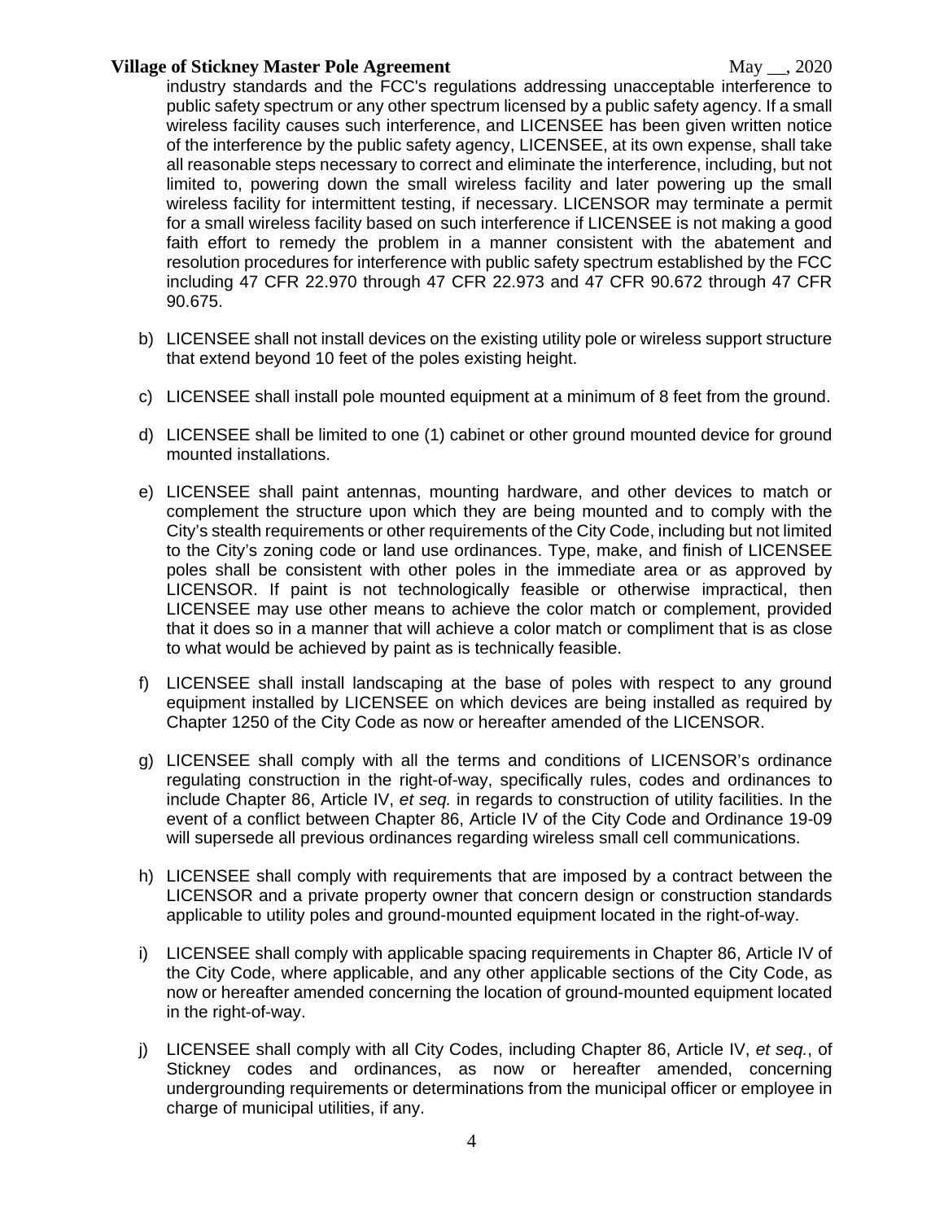industry standards and the FCC's regulations addressing unacceptable interference to public safety spectrum or any other spectrum licensed by a public safety agency. If a small wireless facility causes such interference, and LICENSEE has been given written notice of the interference by the public safety agency, LICENSEE, at its own expense, shall take all reasonable steps necessary to correct and eliminate the interference, including, but not limited to, powering down the small wireless facility and later powering up the small wireless facility for intermittent testing, if necessary. LICENSOR may terminate a permit for a small wireless facility based on such interference if LICENSEE is not making a good faith effort to remedy the problem in a manner consistent with the abatement and resolution procedures for interference with public safety spectrum established by the FCC including 47 CFR 22.970 through 47 CFR 22.973 and 47 CFR 90.672 through 47 CFR 90.675.

b) LICENSEE shall not install devices on the existing utility pole or wireless support structure that extend beyond 10 feet of the poles existing height.

c) LICENSEE shall install pole mounted equipment at a minimum of 8 feet from the ground.

d) LICENSEE shall be limited to one (1) cabinet or other ground mounted device for ground mounted installations.

e) LICENSEE shall paint antennas, mounting hardware, and other devices to match or complement the structure upon which they are being mounted and to comply with the City's stealth requirements or other requirements of the City Code, including but not limited to the City's zoning code or land use ordinances. Type, make, and finish of LICENSEE poles shall be consistent with other poles in the immediate area or as approved by LICENSOR. If paint is not technologically feasible or otherwise impractical, then LICENSEE may use other means to achieve the color match or complement, provided that it does so in a manner that will achieve a color match or compliment that is as close to what would be achieved by paint as is technically feasible.

f) LICENSEE shall install landscaping at the base of poles with respect to any ground equipment installed by LICENSEE on which devices are being installed as required by Chapter 1250 of the City Code as now or hereafter amended of the LICENSOR.

g) LICENSEE shall comply with all the terms and conditions of LICENSOR's ordinance regulating construction in the right-of-way, specifically rules, codes and ordinances to include Chapter 86, Article IV, *et seq.* in regards to construction of utility facilities. In the event of a conflict between Chapter 86, Article IV of the City Code and Ordinance 19-09 will supersede all previous ordinances regarding wireless small cell communications.

h) LICENSEE shall comply with requirements that are imposed by a contract between the LICENSOR and a private property owner that concern design or construction standards applicable to utility poles and ground-mounted equipment located in the right-of-way.

i) LICENSEE shall comply with applicable spacing requirements in Chapter 86, Article IV of the City Code, where applicable, and any other applicable sections of the City Code, as now or hereafter amended concerning the location of ground-mounted equipment located in the right-of-way.

j) LICENSEE shall comply with all City Codes, including Chapter 86, Article IV, *et seq.*, of Stickney codes and ordinances, as now or hereafter amended, concerning undergrounding requirements or determinations from the municipal officer or employee in charge of municipal utilities, if any.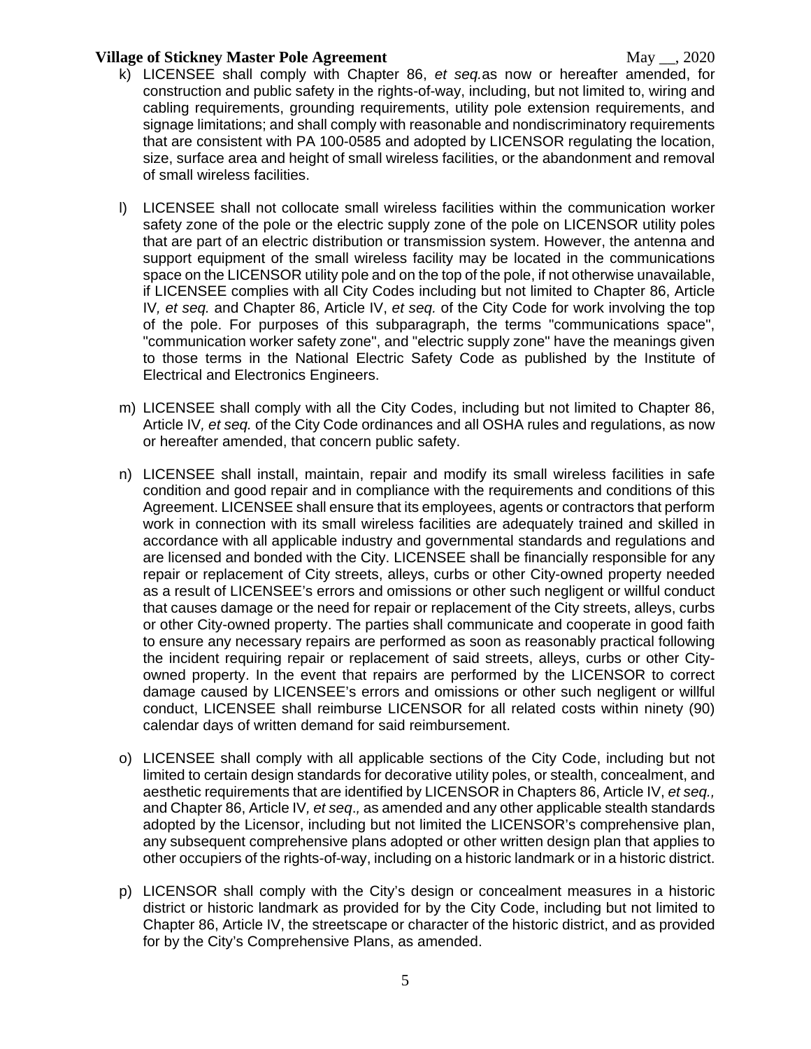k) LICENSEE shall comply with Chapter 86, *et seq.*as now or hereafter amended, for construction and public safety in the rights-of-way, including, but not limited to, wiring and cabling requirements, grounding requirements, utility pole extension requirements, and signage limitations; and shall comply with reasonable and nondiscriminatory requirements that are consistent with PA 100-0585 and adopted by LICENSOR regulating the location, size, surface area and height of small wireless facilities, or the abandonment and removal of small wireless facilities.

l) LICENSEE shall not collocate small wireless facilities within the communication worker safety zone of the pole or the electric supply zone of the pole on LICENSOR utility poles that are part of an electric distribution or transmission system. However, the antenna and support equipment of the small wireless facility may be located in the communications space on the LICENSOR utility pole and on the top of the pole, if not otherwise unavailable, if LICENSEE complies with all City Codes including but not limited to Chapter 86, Article IV*, et seq.* and Chapter 86, Article IV, *et seq.* of the City Code for work involving the top of the pole. For purposes of this subparagraph, the terms "communications space", "communication worker safety zone", and "electric supply zone" have the meanings given to those terms in the National Electric Safety Code as published by the Institute of Electrical and Electronics Engineers.

m) LICENSEE shall comply with all the City Codes, including but not limited to Chapter 86, Article IV*, et seq.* of the City Code ordinances and all OSHA rules and regulations, as now or hereafter amended, that concern public safety.

n) LICENSEE shall install, maintain, repair and modify its small wireless facilities in safe condition and good repair and in compliance with the requirements and conditions of this Agreement. LICENSEE shall ensure that its employees, agents or contractors that perform work in connection with its small wireless facilities are adequately trained and skilled in accordance with all applicable industry and governmental standards and regulations and are licensed and bonded with the City. LICENSEE shall be financially responsible for any repair or replacement of City streets, alleys, curbs or other City-owned property needed as a result of LICENSEE's errors and omissions or other such negligent or willful conduct that causes damage or the need for repair or replacement of the City streets, alleys, curbs or other City-owned property. The parties shall communicate and cooperate in good faith to ensure any necessary repairs are performed as soon as reasonably practical following the incident requiring repair or replacement of said streets, alleys, curbs or other City-owned property. In the event that repairs are performed by the LICENSOR to correct damage caused by LICENSEE's errors and omissions or other such negligent or willful conduct, LICENSEE shall reimburse LICENSOR for all related costs within ninety (90) calendar days of written demand for said reimbursement.

o) LICENSEE shall comply with all applicable sections of the City Code, including but not limited to certain design standards for decorative utility poles, or stealth, concealment, and aesthetic requirements that are identified by LICENSOR in Chapters 86, Article IV, *et seq.,* and Chapter 86, Article IV*, et seq*.*,* as amended and any other applicable stealth standards adopted by the Licensor, including but not limited the LICENSOR's comprehensive plan, any subsequent comprehensive plans adopted or other written design plan that applies to other occupiers of the rights-of-way, including on a historic landmark or in a historic district.

p) LICENSOR shall comply with the City's design or concealment measures in a historic district or historic landmark as provided for by the City Code, including but not limited to Chapter 86, Article IV, the streetscape or character of the historic district, and as provided for by the City's Comprehensive Plans, as amended.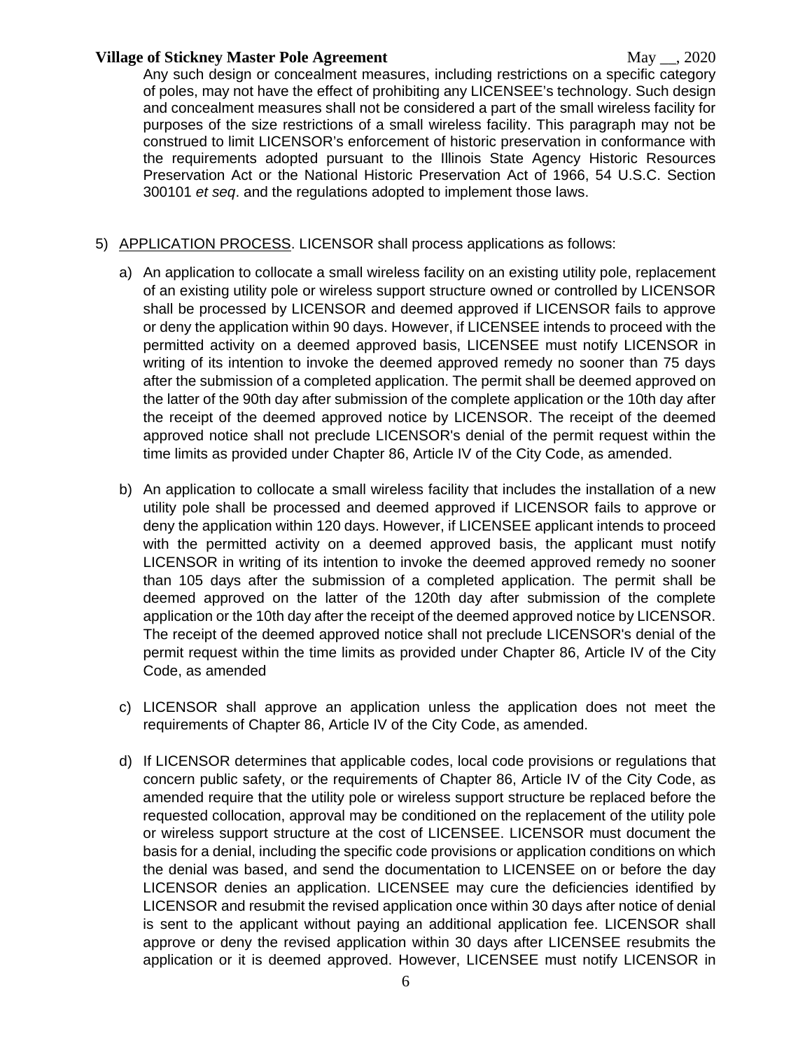Any such design or concealment measures, including restrictions on a specific category of poles, may not have the effect of prohibiting any LICENSEE's technology. Such design and concealment measures shall not be considered a part of the small wireless facility for purposes of the size restrictions of a small wireless facility. This paragraph may not be construed to limit LICENSOR's enforcement of historic preservation in conformance with the requirements adopted pursuant to the Illinois State Agency Historic Resources Preservation Act or the National Historic Preservation Act of 1966, 54 U.S.C. Section 300101 *et seq*. and the regulations adopted to implement those laws.

5) APPLICATION PROCESS. LICENSOR shall process applications as follows:

a) An application to collocate a small wireless facility on an existing utility pole, replacement of an existing utility pole or wireless support structure owned or controlled by LICENSOR shall be processed by LICENSOR and deemed approved if LICENSOR fails to approve or deny the application within 90 days. However, if LICENSEE intends to proceed with the permitted activity on a deemed approved basis, LICENSEE must notify LICENSOR in writing of its intention to invoke the deemed approved remedy no sooner than 75 days after the submission of a completed application. The permit shall be deemed approved on the latter of the 90th day after submission of the complete application or the 10th day after the receipt of the deemed approved notice by LICENSOR. The receipt of the deemed approved notice shall not preclude LICENSOR's denial of the permit request within the time limits as provided under Chapter 86, Article IV of the City Code, as amended.

b) An application to collocate a small wireless facility that includes the installation of a new utility pole shall be processed and deemed approved if LICENSOR fails to approve or deny the application within 120 days. However, if LICENSEE applicant intends to proceed with the permitted activity on a deemed approved basis, the applicant must notify LICENSOR in writing of its intention to invoke the deemed approved remedy no sooner than 105 days after the submission of a completed application. The permit shall be deemed approved on the latter of the 120th day after submission of the complete application or the 10th day after the receipt of the deemed approved notice by LICENSOR. The receipt of the deemed approved notice shall not preclude LICENSOR's denial of the permit request within the time limits as provided under Chapter 86, Article IV of the City Code, as amended

c) LICENSOR shall approve an application unless the application does not meet the requirements of Chapter 86, Article IV of the City Code, as amended.

d) If LICENSOR determines that applicable codes, local code provisions or regulations that concern public safety, or the requirements of Chapter 86, Article IV of the City Code, as amended require that the utility pole or wireless support structure be replaced before the requested collocation, approval may be conditioned on the replacement of the utility pole or wireless support structure at the cost of LICENSEE. LICENSOR must document the basis for a denial, including the specific code provisions or application conditions on which the denial was based, and send the documentation to LICENSEE on or before the day LICENSOR denies an application. LICENSEE may cure the deficiencies identified by LICENSOR and resubmit the revised application once within 30 days after notice of denial is sent to the applicant without paying an additional application fee. LICENSOR shall approve or deny the revised application within 30 days after LICENSEE resubmits the application or it is deemed approved. However, LICENSEE must notify LICENSOR in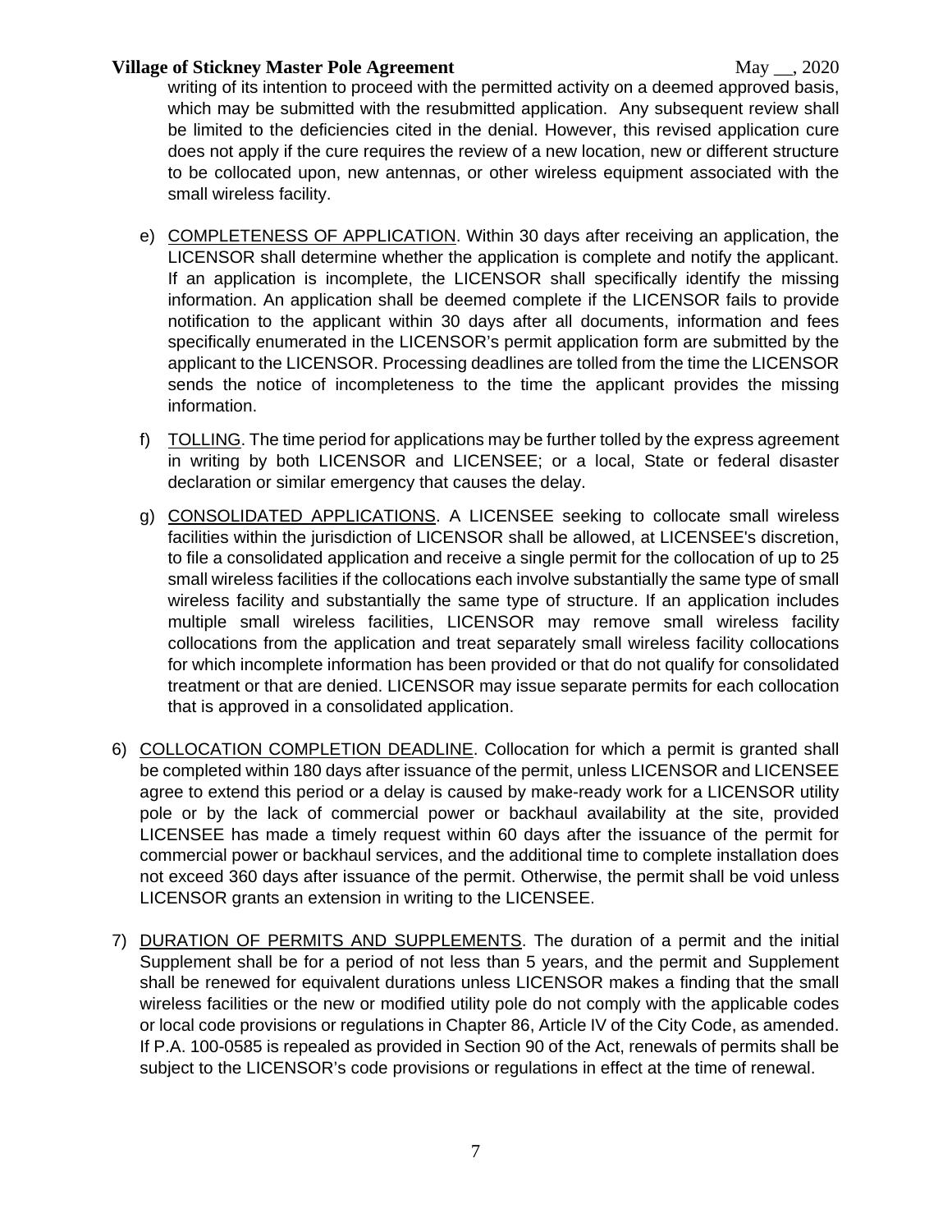writing of its intention to proceed with the permitted activity on a deemed approved basis, which may be submitted with the resubmitted application. Any subsequent review shall be limited to the deficiencies cited in the denial. However, this revised application cure does not apply if the cure requires the review of a new location, new or different structure to be collocated upon, new antennas, or other wireless equipment associated with the small wireless facility.

e) <u>COMPLETENESS OF APPLICATION</u>. Within 30 days after receiving an application, the LICENSOR shall determine whether the application is complete and notify the applicant. If an application is incomplete, the LICENSOR shall specifically identify the missing information. An application shall be deemed complete if the LICENSOR fails to provide notification to the applicant within 30 days after all documents, information and fees specifically enumerated in the LICENSOR's permit application form are submitted by the applicant to the LICENSOR. Processing deadlines are tolled from the time the LICENSOR sends the notice of incompleteness to the time the applicant provides the missing information.

f) <u>TOLLING</u>. The time period for applications may be further tolled by the express agreement in writing by both LICENSOR and LICENSEE; or a local, State or federal disaster declaration or similar emergency that causes the delay.

g) <u>CONSOLIDATED APPLICATIONS</u>. A LICENSEE seeking to collocate small wireless facilities within the jurisdiction of LICENSOR shall be allowed, at LICENSEE's discretion, to file a consolidated application and receive a single permit for the collocation of up to 25 small wireless facilities if the collocations each involve substantially the same type of small wireless facility and substantially the same type of structure. If an application includes multiple small wireless facilities, LICENSOR may remove small wireless facility collocations from the application and treat separately small wireless facility collocations for which incomplete information has been provided or that do not qualify for consolidated treatment or that are denied. LICENSOR may issue separate permits for each collocation that is approved in a consolidated application.

6) <u>COLLOCATION COMPLETION DEADLINE</u>. Collocation for which a permit is granted shall be completed within 180 days after issuance of the permit, unless LICENSOR and LICENSEE agree to extend this period or a delay is caused by make-ready work for a LICENSOR utility pole or by the lack of commercial power or backhaul availability at the site, provided LICENSEE has made a timely request within 60 days after the issuance of the permit for commercial power or backhaul services, and the additional time to complete installation does not exceed 360 days after issuance of the permit. Otherwise, the permit shall be void unless LICENSOR grants an extension in writing to the LICENSEE.

7) <u>DURATION OF PERMITS AND SUPPLEMENTS</u>. The duration of a permit and the initial Supplement shall be for a period of not less than 5 years, and the permit and Supplement shall be renewed for equivalent durations unless LICENSOR makes a finding that the small wireless facilities or the new or modified utility pole do not comply with the applicable codes or local code provisions or regulations in Chapter 86, Article IV of the City Code, as amended. If P.A. 100-0585 is repealed as provided in Section 90 of the Act, renewals of permits shall be subject to the LICENSOR's code provisions or regulations in effect at the time of renewal.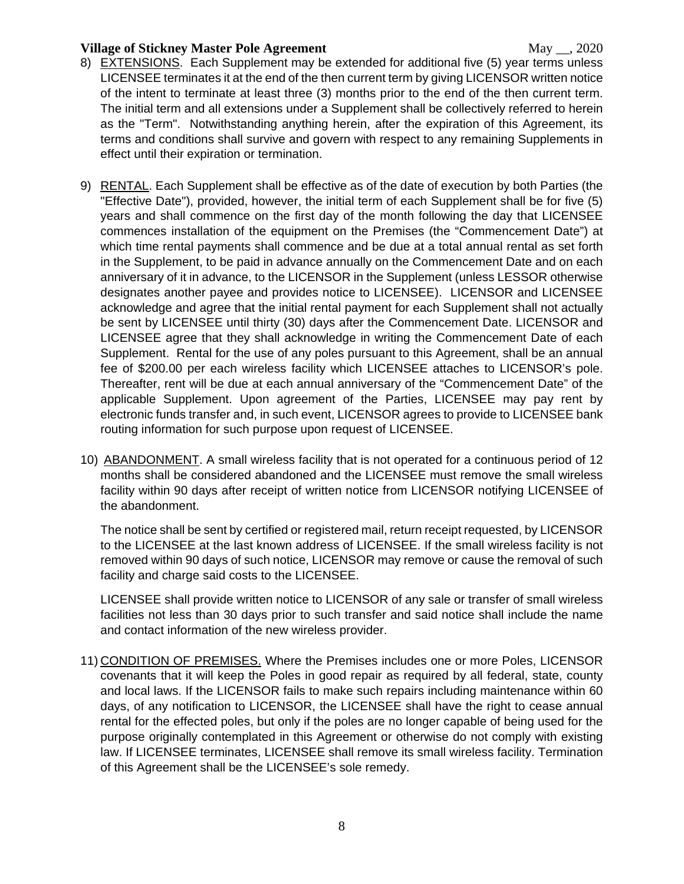8) EXTENSIONS. Each Supplement may be extended for additional five (5) year terms unless LICENSEE terminates it at the end of the then current term by giving LICENSOR written notice of the intent to terminate at least three (3) months prior to the end of the then current term. The initial term and all extensions under a Supplement shall be collectively referred to herein as the "Term". Notwithstanding anything herein, after the expiration of this Agreement, its terms and conditions shall survive and govern with respect to any remaining Supplements in effect until their expiration or termination.

9) RENTAL. Each Supplement shall be effective as of the date of execution by both Parties (the "Effective Date"), provided, however, the initial term of each Supplement shall be for five (5) years and shall commence on the first day of the month following the day that LICENSEE commences installation of the equipment on the Premises (the "Commencement Date") at which time rental payments shall commence and be due at a total annual rental as set forth in the Supplement, to be paid in advance annually on the Commencement Date and on each anniversary of it in advance, to the LICENSOR in the Supplement (unless LESSOR otherwise designates another payee and provides notice to LICENSEE). LICENSOR and LICENSEE acknowledge and agree that the initial rental payment for each Supplement shall not actually be sent by LICENSEE until thirty (30) days after the Commencement Date. LICENSOR and LICENSEE agree that they shall acknowledge in writing the Commencement Date of each Supplement. Rental for the use of any poles pursuant to this Agreement, shall be an annual fee of $200.00 per each wireless facility which LICENSEE attaches to LICENSOR's pole. Thereafter, rent will be due at each annual anniversary of the "Commencement Date" of the applicable Supplement. Upon agreement of the Parties, LICENSEE may pay rent by electronic funds transfer and, in such event, LICENSOR agrees to provide to LICENSEE bank routing information for such purpose upon request of LICENSEE.

10) ABANDONMENT. A small wireless facility that is not operated for a continuous period of 12 months shall be considered abandoned and the LICENSEE must remove the small wireless facility within 90 days after receipt of written notice from LICENSOR notifying LICENSEE of the abandonment.

The notice shall be sent by certified or registered mail, return receipt requested, by LICENSOR to the LICENSEE at the last known address of LICENSEE. If the small wireless facility is not removed within 90 days of such notice, LICENSOR may remove or cause the removal of such facility and charge said costs to the LICENSEE.

LICENSEE shall provide written notice to LICENSOR of any sale or transfer of small wireless facilities not less than 30 days prior to such transfer and said notice shall include the name and contact information of the new wireless provider.

11) CONDITION OF PREMISES. Where the Premises includes one or more Poles, LICENSOR covenants that it will keep the Poles in good repair as required by all federal, state, county and local laws. If the LICENSOR fails to make such repairs including maintenance within 60 days, of any notification to LICENSOR, the LICENSEE shall have the right to cease annual rental for the effected poles, but only if the poles are no longer capable of being used for the purpose originally contemplated in this Agreement or otherwise do not comply with existing law. If LICENSEE terminates, LICENSEE shall remove its small wireless facility. Termination of this Agreement shall be the LICENSEE's sole remedy.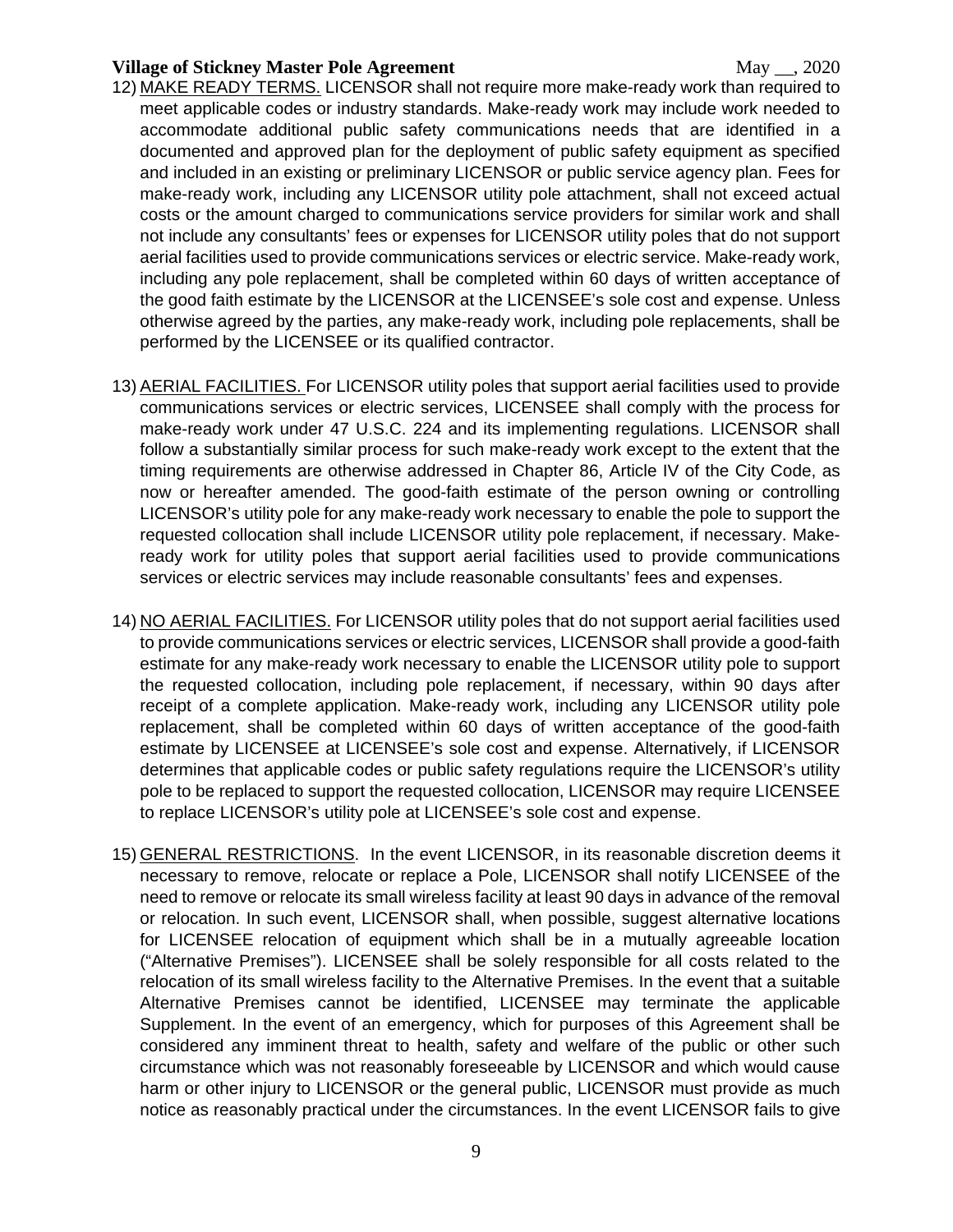12) MAKE READY TERMS. LICENSOR shall not require more make-ready work than required to meet applicable codes or industry standards. Make-ready work may include work needed to accommodate additional public safety communications needs that are identified in a documented and approved plan for the deployment of public safety equipment as specified and included in an existing or preliminary LICENSOR or public service agency plan. Fees for make-ready work, including any LICENSOR utility pole attachment, shall not exceed actual costs or the amount charged to communications service providers for similar work and shall not include any consultants' fees or expenses for LICENSOR utility poles that do not support aerial facilities used to provide communications services or electric service. Make-ready work, including any pole replacement, shall be completed within 60 days of written acceptance of the good faith estimate by the LICENSOR at the LICENSEE's sole cost and expense. Unless otherwise agreed by the parties, any make-ready work, including pole replacements, shall be performed by the LICENSEE or its qualified contractor.

13) AERIAL FACILITIES. For LICENSOR utility poles that support aerial facilities used to provide communications services or electric services, LICENSEE shall comply with the process for make-ready work under 47 U.S.C. 224 and its implementing regulations. LICENSOR shall follow a substantially similar process for such make-ready work except to the extent that the timing requirements are otherwise addressed in Chapter 86, Article IV of the City Code, as now or hereafter amended. The good-faith estimate of the person owning or controlling LICENSOR's utility pole for any make-ready work necessary to enable the pole to support the requested collocation shall include LICENSOR utility pole replacement, if necessary. Make-ready work for utility poles that support aerial facilities used to provide communications services or electric services may include reasonable consultants' fees and expenses.

14) NO AERIAL FACILITIES. For LICENSOR utility poles that do not support aerial facilities used to provide communications services or electric services, LICENSOR shall provide a good-faith estimate for any make-ready work necessary to enable the LICENSOR utility pole to support the requested collocation, including pole replacement, if necessary, within 90 days after receipt of a complete application. Make-ready work, including any LICENSOR utility pole replacement, shall be completed within 60 days of written acceptance of the good-faith estimate by LICENSEE at LICENSEE's sole cost and expense. Alternatively, if LICENSOR determines that applicable codes or public safety regulations require the LICENSOR's utility pole to be replaced to support the requested collocation, LICENSOR may require LICENSEE to replace LICENSOR's utility pole at LICENSEE's sole cost and expense.

15) GENERAL RESTRICTIONS. In the event LICENSOR, in its reasonable discretion deems it necessary to remove, relocate or replace a Pole, LICENSOR shall notify LICENSEE of the need to remove or relocate its small wireless facility at least 90 days in advance of the removal or relocation. In such event, LICENSOR shall, when possible, suggest alternative locations for LICENSEE relocation of equipment which shall be in a mutually agreeable location ("Alternative Premises"). LICENSEE shall be solely responsible for all costs related to the relocation of its small wireless facility to the Alternative Premises. In the event that a suitable Alternative Premises cannot be identified, LICENSEE may terminate the applicable Supplement. In the event of an emergency, which for purposes of this Agreement shall be considered any imminent threat to health, safety and welfare of the public or other such circumstance which was not reasonably foreseeable by LICENSOR and which would cause harm or other injury to LICENSOR or the general public, LICENSOR must provide as much notice as reasonably practical under the circumstances. In the event LICENSOR fails to give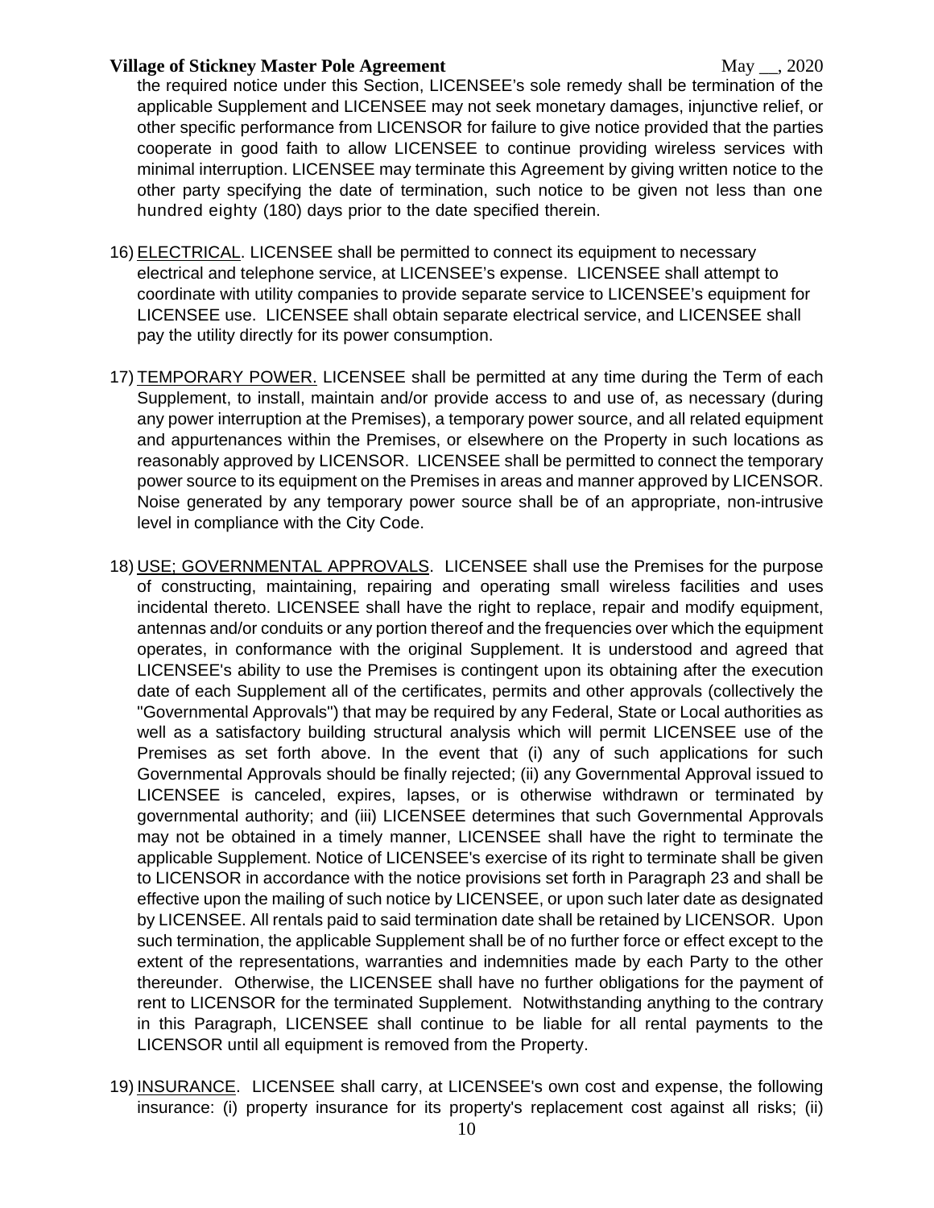the required notice under this Section, LICENSEE's sole remedy shall be termination of the applicable Supplement and LICENSEE may not seek monetary damages, injunctive relief, or other specific performance from LICENSOR for failure to give notice provided that the parties cooperate in good faith to allow LICENSEE to continue providing wireless services with minimal interruption. LICENSEE may terminate this Agreement by giving written notice to the other party specifying the date of termination, such notice to be given not less than one hundred eighty (180) days prior to the date specified therein.

16) ELECTRICAL. LICENSEE shall be permitted to connect its equipment to necessary electrical and telephone service, at LICENSEE's expense. LICENSEE shall attempt to coordinate with utility companies to provide separate service to LICENSEE's equipment for LICENSEE use. LICENSEE shall obtain separate electrical service, and LICENSEE shall pay the utility directly for its power consumption.

17) TEMPORARY POWER. LICENSEE shall be permitted at any time during the Term of each Supplement, to install, maintain and/or provide access to and use of, as necessary (during any power interruption at the Premises), a temporary power source, and all related equipment and appurtenances within the Premises, or elsewhere on the Property in such locations as reasonably approved by LICENSOR. LICENSEE shall be permitted to connect the temporary power source to its equipment on the Premises in areas and manner approved by LICENSOR. Noise generated by any temporary power source shall be of an appropriate, non-intrusive level in compliance with the City Code.

18) USE; GOVERNMENTAL APPROVALS. LICENSEE shall use the Premises for the purpose of constructing, maintaining, repairing and operating small wireless facilities and uses incidental thereto. LICENSEE shall have the right to replace, repair and modify equipment, antennas and/or conduits or any portion thereof and the frequencies over which the equipment operates, in conformance with the original Supplement. It is understood and agreed that LICENSEE's ability to use the Premises is contingent upon its obtaining after the execution date of each Supplement all of the certificates, permits and other approvals (collectively the "Governmental Approvals") that may be required by any Federal, State or Local authorities as well as a satisfactory building structural analysis which will permit LICENSEE use of the Premises as set forth above. In the event that (i) any of such applications for such Governmental Approvals should be finally rejected; (ii) any Governmental Approval issued to LICENSEE is canceled, expires, lapses, or is otherwise withdrawn or terminated by governmental authority; and (iii) LICENSEE determines that such Governmental Approvals may not be obtained in a timely manner, LICENSEE shall have the right to terminate the applicable Supplement. Notice of LICENSEE's exercise of its right to terminate shall be given to LICENSOR in accordance with the notice provisions set forth in Paragraph 23 and shall be effective upon the mailing of such notice by LICENSEE, or upon such later date as designated by LICENSEE. All rentals paid to said termination date shall be retained by LICENSOR. Upon such termination, the applicable Supplement shall be of no further force or effect except to the extent of the representations, warranties and indemnities made by each Party to the other thereunder. Otherwise, the LICENSEE shall have no further obligations for the payment of rent to LICENSOR for the terminated Supplement. Notwithstanding anything to the contrary in this Paragraph, LICENSEE shall continue to be liable for all rental payments to the LICENSOR until all equipment is removed from the Property.

19) INSURANCE. LICENSEE shall carry, at LICENSEE's own cost and expense, the following insurance: (i) property insurance for its property's replacement cost against all risks; (ii)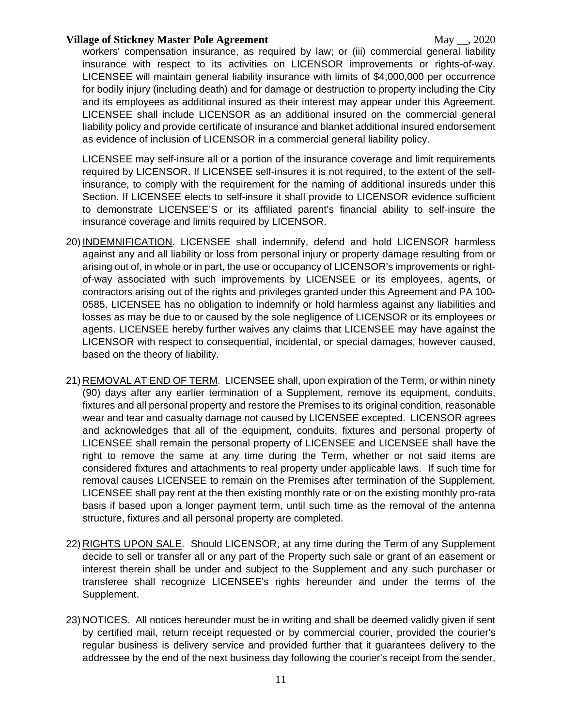workers' compensation insurance, as required by law; or (iii) commercial general liability insurance with respect to its activities on LICENSOR improvements or rights-of-way. LICENSEE will maintain general liability insurance with limits of $4,000,000 per occurrence for bodily injury (including death) and for damage or destruction to property including the City and its employees as additional insured as their interest may appear under this Agreement. LICENSEE shall include LICENSOR as an additional insured on the commercial general liability policy and provide certificate of insurance and blanket additional insured endorsement as evidence of inclusion of LICENSOR in a commercial general liability policy.

LICENSEE may self-insure all or a portion of the insurance coverage and limit requirements required by LICENSOR. If LICENSEE self-insures it is not required, to the extent of the self-insurance, to comply with the requirement for the naming of additional insureds under this Section. If LICENSEE elects to self-insure it shall provide to LICENSOR evidence sufficient to demonstrate LICENSEE'S or its affiliated parent's financial ability to self-insure the insurance coverage and limits required by LICENSOR.

20) INDEMNIFICATION. LICENSEE shall indemnify, defend and hold LICENSOR harmless against any and all liability or loss from personal injury or property damage resulting from or arising out of, in whole or in part, the use or occupancy of LICENSOR's improvements or right-of-way associated with such improvements by LICENSEE or its employees, agents, or contractors arising out of the rights and privileges granted under this Agreement and PA 100-0585. LICENSEE has no obligation to indemnify or hold harmless against any liabilities and losses as may be due to or caused by the sole negligence of LICENSOR or its employees or agents. LICENSEE hereby further waives any claims that LICENSEE may have against the LICENSOR with respect to consequential, incidental, or special damages, however caused, based on the theory of liability.

21) REMOVAL AT END OF TERM. LICENSEE shall, upon expiration of the Term, or within ninety (90) days after any earlier termination of a Supplement, remove its equipment, conduits, fixtures and all personal property and restore the Premises to its original condition, reasonable wear and tear and casualty damage not caused by LICENSEE excepted. LICENSOR agrees and acknowledges that all of the equipment, conduits, fixtures and personal property of LICENSEE shall remain the personal property of LICENSEE and LICENSEE shall have the right to remove the same at any time during the Term, whether or not said items are considered fixtures and attachments to real property under applicable laws. If such time for removal causes LICENSEE to remain on the Premises after termination of the Supplement, LICENSEE shall pay rent at the then existing monthly rate or on the existing monthly pro-rata basis if based upon a longer payment term, until such time as the removal of the antenna structure, fixtures and all personal property are completed.

22) RIGHTS UPON SALE. Should LICENSOR, at any time during the Term of any Supplement decide to sell or transfer all or any part of the Property such sale or grant of an easement or interest therein shall be under and subject to the Supplement and any such purchaser or transferee shall recognize LICENSEE's rights hereunder and under the terms of the Supplement.

23) NOTICES. All notices hereunder must be in writing and shall be deemed validly given if sent by certified mail, return receipt requested or by commercial courier, provided the courier's regular business is delivery service and provided further that it guarantees delivery to the addressee by the end of the next business day following the courier's receipt from the sender,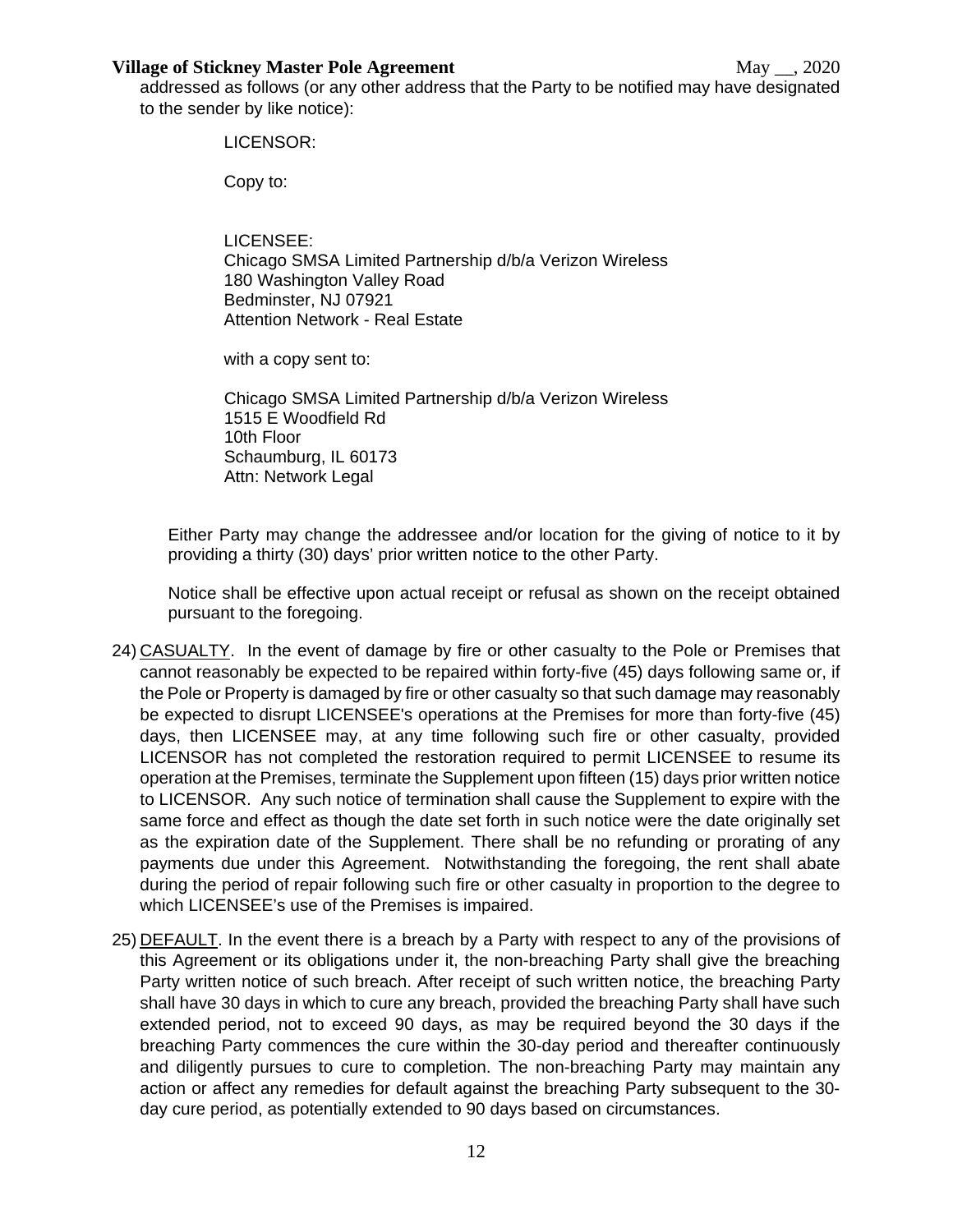addressed as follows (or any other address that the Party to be notified may have designated to the sender by like notice):

LICENSOR:

Copy to:

LICENSEE:
Chicago SMSA Limited Partnership d/b/a Verizon Wireless
180 Washington Valley Road
Bedminster, NJ 07921
Attention Network - Real Estate

with a copy sent to:

Chicago SMSA Limited Partnership d/b/a Verizon Wireless
1515 E Woodfield Rd
10th Floor
Schaumburg, IL 60173
Attn: Network Legal

Either Party may change the addressee and/or location for the giving of notice to it by providing a thirty (30) days' prior written notice to the other Party.

Notice shall be effective upon actual receipt or refusal as shown on the receipt obtained pursuant to the foregoing.

24) CASUALTY. In the event of damage by fire or other casualty to the Pole or Premises that cannot reasonably be expected to be repaired within forty-five (45) days following same or, if the Pole or Property is damaged by fire or other casualty so that such damage may reasonably be expected to disrupt LICENSEE's operations at the Premises for more than forty-five (45) days, then LICENSEE may, at any time following such fire or other casualty, provided LICENSOR has not completed the restoration required to permit LICENSEE to resume its operation at the Premises, terminate the Supplement upon fifteen (15) days prior written notice to LICENSOR. Any such notice of termination shall cause the Supplement to expire with the same force and effect as though the date set forth in such notice were the date originally set as the expiration date of the Supplement. There shall be no refunding or prorating of any payments due under this Agreement. Notwithstanding the foregoing, the rent shall abate during the period of repair following such fire or other casualty in proportion to the degree to which LICENSEE's use of the Premises is impaired.

25) DEFAULT. In the event there is a breach by a Party with respect to any of the provisions of this Agreement or its obligations under it, the non-breaching Party shall give the breaching Party written notice of such breach. After receipt of such written notice, the breaching Party shall have 30 days in which to cure any breach, provided the breaching Party shall have such extended period, not to exceed 90 days, as may be required beyond the 30 days if the breaching Party commences the cure within the 30-day period and thereafter continuously and diligently pursues to cure to completion. The non-breaching Party may maintain any action or affect any remedies for default against the breaching Party subsequent to the 30-day cure period, as potentially extended to 90 days based on circumstances.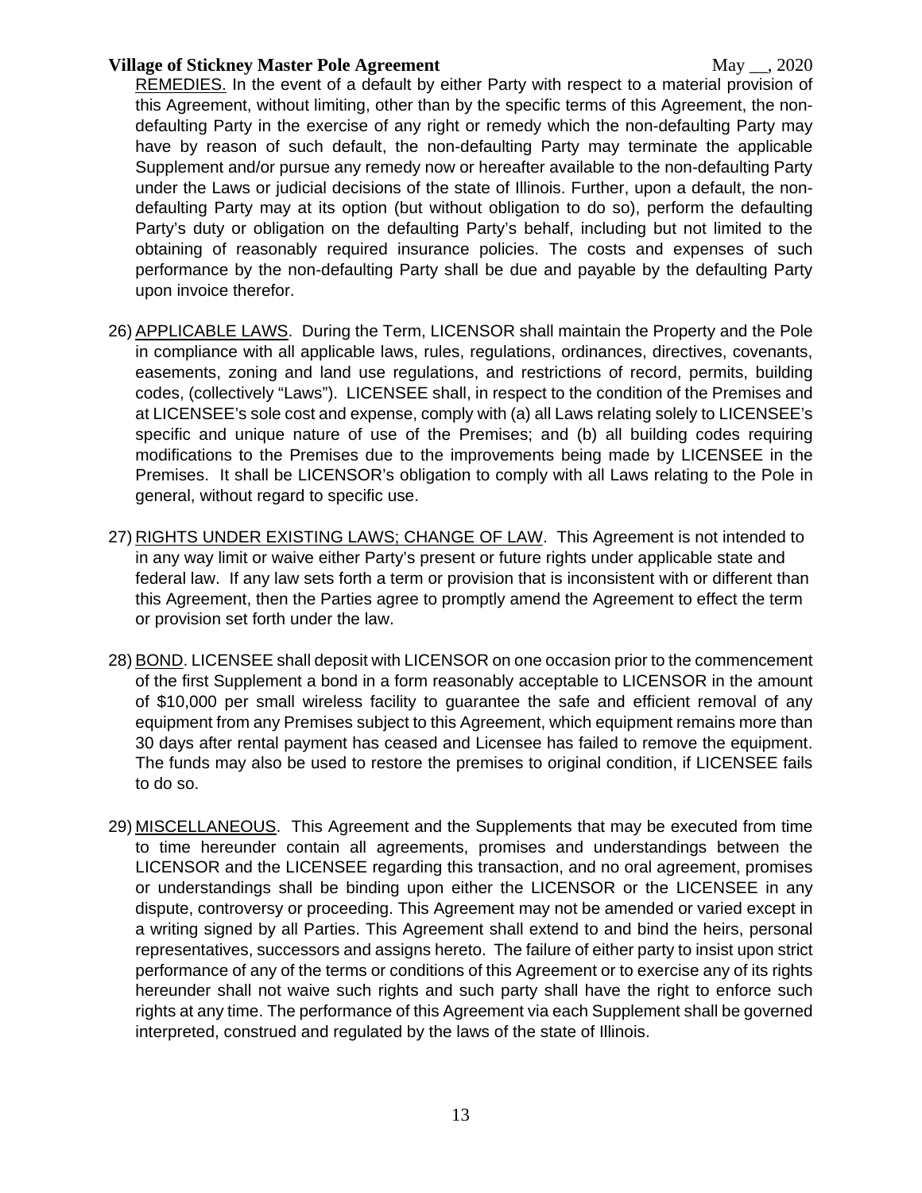REMEDIES. In the event of a default by either Party with respect to a material provision of this Agreement, without limiting, other than by the specific terms of this Agreement, the non-defaulting Party in the exercise of any right or remedy which the non-defaulting Party may have by reason of such default, the non-defaulting Party may terminate the applicable Supplement and/or pursue any remedy now or hereafter available to the non-defaulting Party under the Laws or judicial decisions of the state of Illinois. Further, upon a default, the non-defaulting Party may at its option (but without obligation to do so), perform the defaulting Party's duty or obligation on the defaulting Party's behalf, including but not limited to the obtaining of reasonably required insurance policies. The costs and expenses of such performance by the non-defaulting Party shall be due and payable by the defaulting Party upon invoice therefor.

26) APPLICABLE LAWS. During the Term, LICENSOR shall maintain the Property and the Pole in compliance with all applicable laws, rules, regulations, ordinances, directives, covenants, easements, zoning and land use regulations, and restrictions of record, permits, building codes, (collectively "Laws"). LICENSEE shall, in respect to the condition of the Premises and at LICENSEE's sole cost and expense, comply with (a) all Laws relating solely to LICENSEE's specific and unique nature of use of the Premises; and (b) all building codes requiring modifications to the Premises due to the improvements being made by LICENSEE in the Premises. It shall be LICENSOR's obligation to comply with all Laws relating to the Pole in general, without regard to specific use.

27) RIGHTS UNDER EXISTING LAWS; CHANGE OF LAW. This Agreement is not intended to in any way limit or waive either Party's present or future rights under applicable state and federal law. If any law sets forth a term or provision that is inconsistent with or different than this Agreement, then the Parties agree to promptly amend the Agreement to effect the term or provision set forth under the law.

28) BOND. LICENSEE shall deposit with LICENSOR on one occasion prior to the commencement of the first Supplement a bond in a form reasonably acceptable to LICENSOR in the amount of $10,000 per small wireless facility to guarantee the safe and efficient removal of any equipment from any Premises subject to this Agreement, which equipment remains more than 30 days after rental payment has ceased and Licensee has failed to remove the equipment. The funds may also be used to restore the premises to original condition, if LICENSEE fails to do so.

29) MISCELLANEOUS. This Agreement and the Supplements that may be executed from time to time hereunder contain all agreements, promises and understandings between the LICENSOR and the LICENSEE regarding this transaction, and no oral agreement, promises or understandings shall be binding upon either the LICENSOR or the LICENSEE in any dispute, controversy or proceeding. This Agreement may not be amended or varied except in a writing signed by all Parties. This Agreement shall extend to and bind the heirs, personal representatives, successors and assigns hereto. The failure of either party to insist upon strict performance of any of the terms or conditions of this Agreement or to exercise any of its rights hereunder shall not waive such rights and such party shall have the right to enforce such rights at any time. The performance of this Agreement via each Supplement shall be governed interpreted, construed and regulated by the laws of the state of Illinois.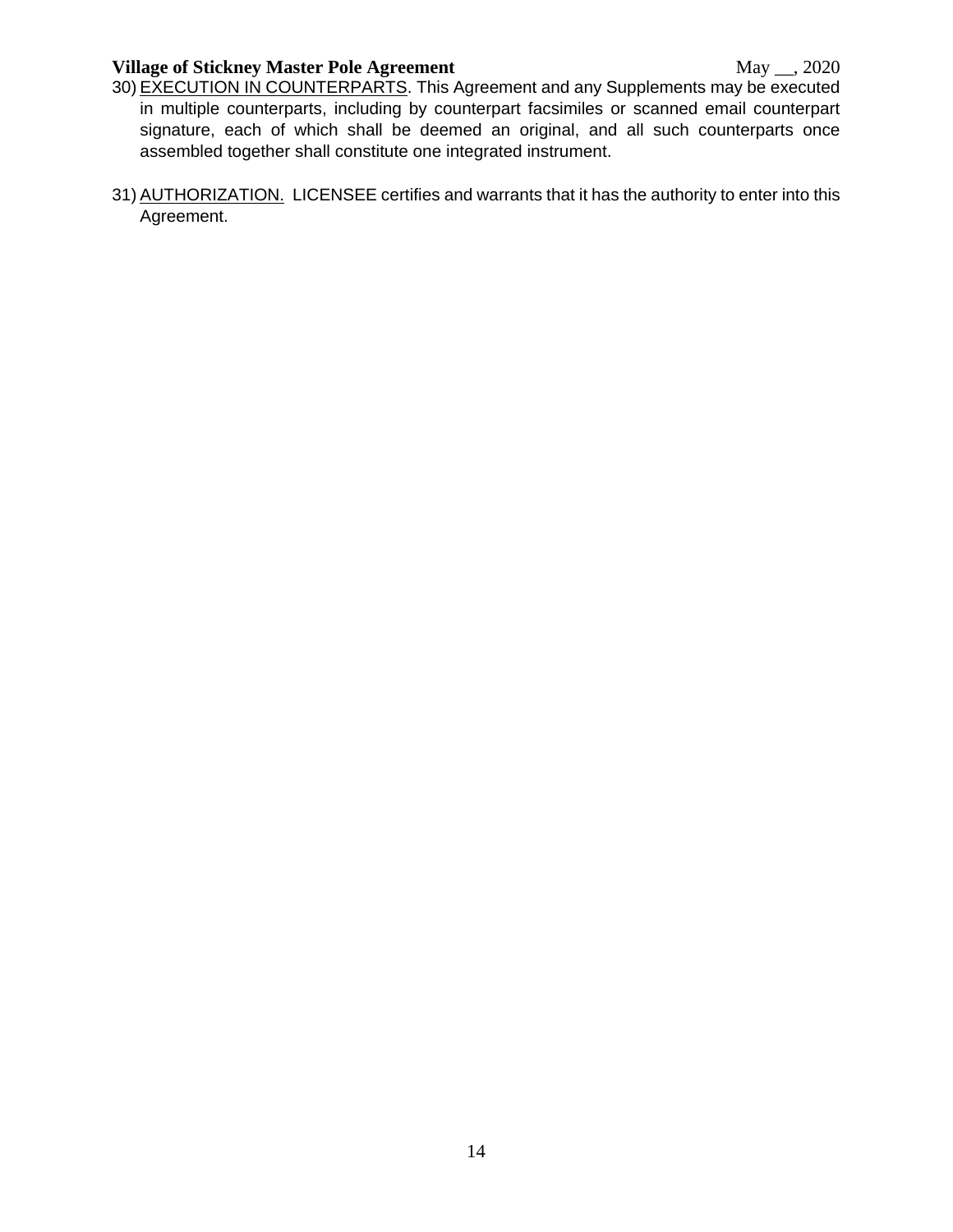30) <u>EXECUTION IN COUNTERPARTS</u>. This Agreement and any Supplements may be executed in multiple counterparts, including by counterpart facsimiles or scanned email counterpart signature, each of which shall be deemed an original, and all such counterparts once assembled together shall constitute one integrated instrument.

31) <u>AUTHORIZATION.</u> LICENSEE certifies and warrants that it has the authority to enter into this Agreement.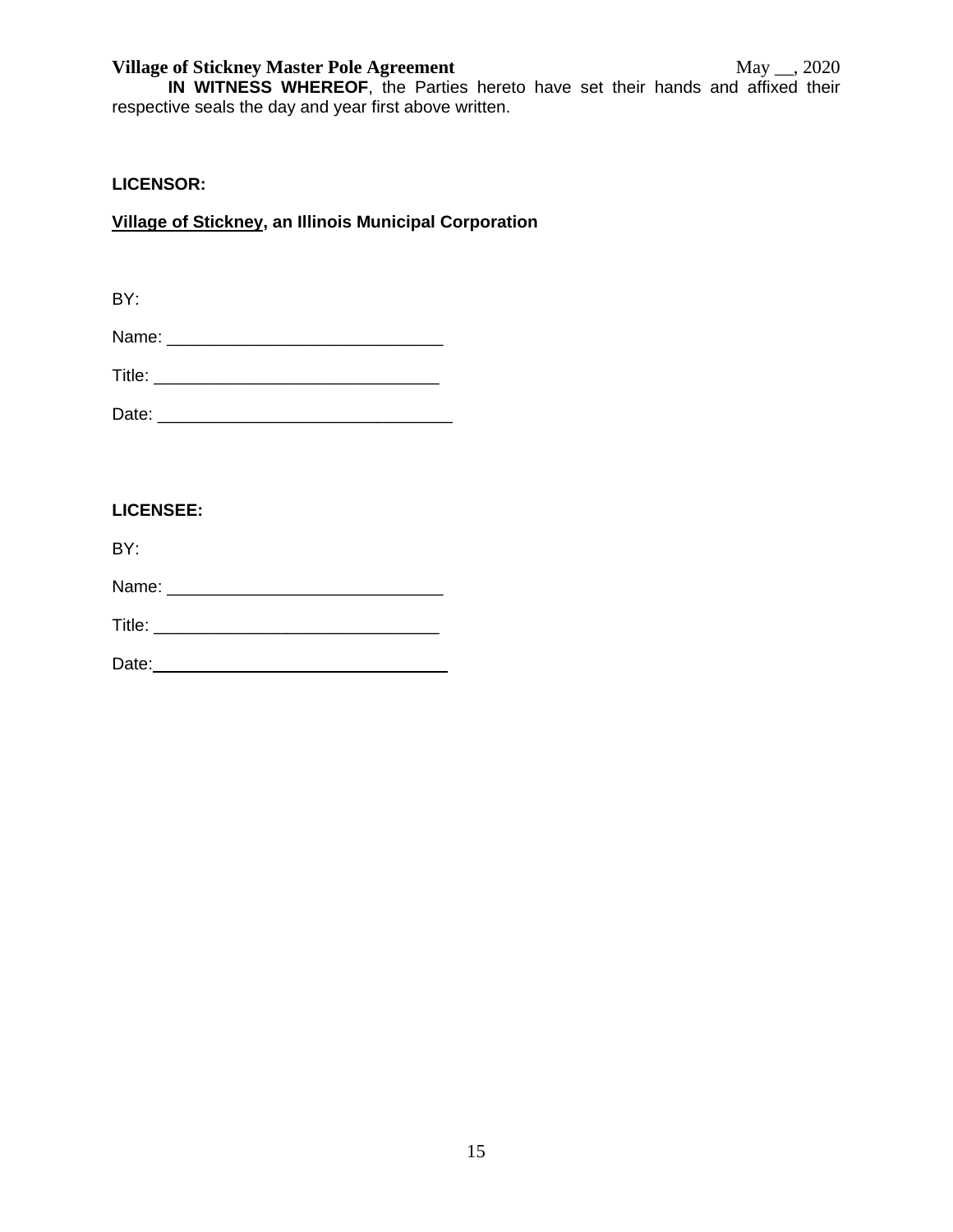**IN WITNESS WHEREOF**, the Parties hereto have set their hands and affixed their respective seals the day and year first above written.

**LICENSOR:**

**Village of Stickney, an Illinois Municipal Corporation**

BY:

Name: _____________________________

Title: ______________________________

Date: _______________________________

**LICENSEE:**

BY:

Name: _____________________________

Title: ______________________________

Date: _______________________________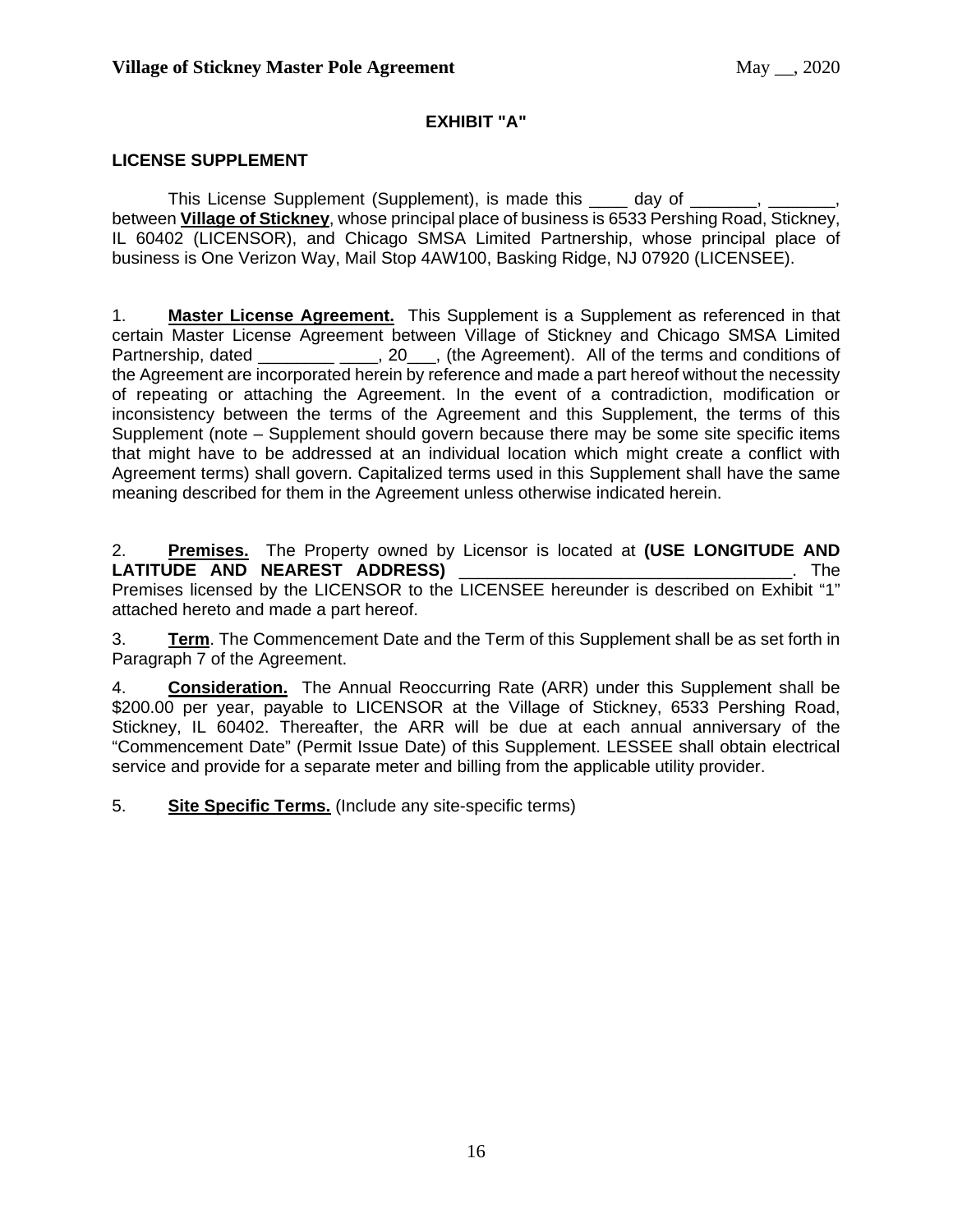**EXHIBIT "A"**

**LICENSE SUPPLEMENT**

This License Supplement (Supplement), is made this ____ day of _______, _______, between **Village of Stickney**, whose principal place of business is 6533 Pershing Road, Stickney, IL 60402 (LICENSOR), and Chicago SMSA Limited Partnership, whose principal place of business is One Verizon Way, Mail Stop 4AW100, Basking Ridge, NJ 07920 (LICENSEE).

1. **Master License Agreement.** This Supplement is a Supplement as referenced in that certain Master License Agreement between Village of Stickney and Chicago SMSA Limited Partnership, dated ________ ____, 20___, (the Agreement). All of the terms and conditions of the Agreement are incorporated herein by reference and made a part hereof without the necessity of repeating or attaching the Agreement. In the event of a contradiction, modification or inconsistency between the terms of the Agreement and this Supplement, the terms of this Supplement (note – Supplement should govern because there may be some site specific items that might have to be addressed at an individual location which might create a conflict with Agreement terms) shall govern. Capitalized terms used in this Supplement shall have the same meaning described for them in the Agreement unless otherwise indicated herein.

2. **Premises.** The Property owned by Licensor is located at **(USE LONGITUDE AND LATITUDE AND NEAREST ADDRESS)** ___________________________________. The Premises licensed by the LICENSOR to the LICENSEE hereunder is described on Exhibit "1" attached hereto and made a part hereof.

3. **Term**. The Commencement Date and the Term of this Supplement shall be as set forth in Paragraph 7 of the Agreement.

4. **Consideration.** The Annual Reoccurring Rate (ARR) under this Supplement shall be $200.00 per year, payable to LICENSOR at the Village of Stickney, 6533 Pershing Road, Stickney, IL 60402. Thereafter, the ARR will be due at each annual anniversary of the "Commencement Date" (Permit Issue Date) of this Supplement. LESSEE shall obtain electrical service and provide for a separate meter and billing from the applicable utility provider.

5. **Site Specific Terms.** (Include any site-specific terms)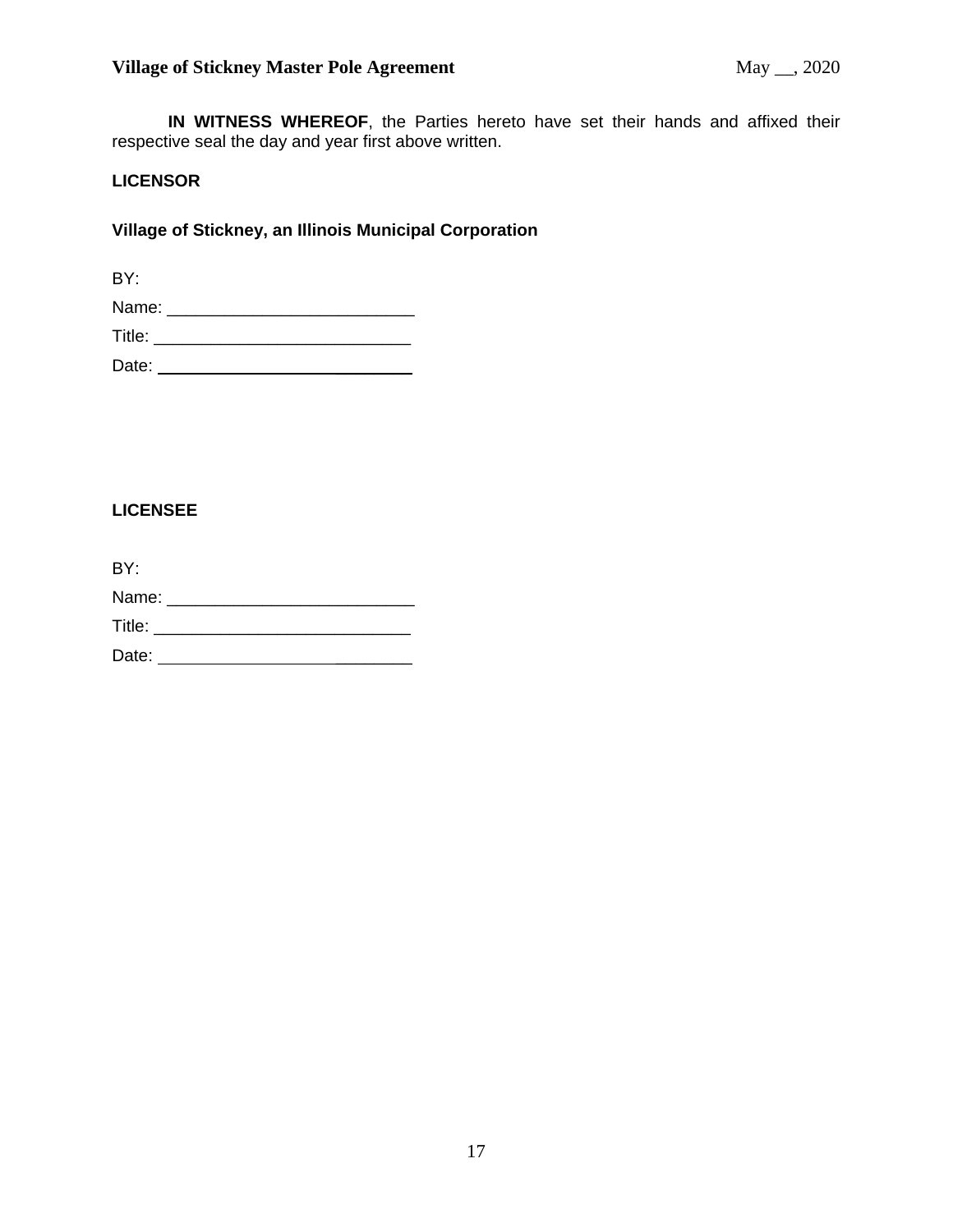**IN WITNESS WHEREOF**, the Parties hereto have set their hands and affixed their respective seal the day and year first above written.

**LICENSOR**

**Village of Stickney, an Illinois Municipal Corporation**

BY:

Name: ___________________________

Title: ___________________________

Date: ___________________________

**LICENSEE**

BY:

Name: ___________________________

Title: ___________________________

Date: ___________________________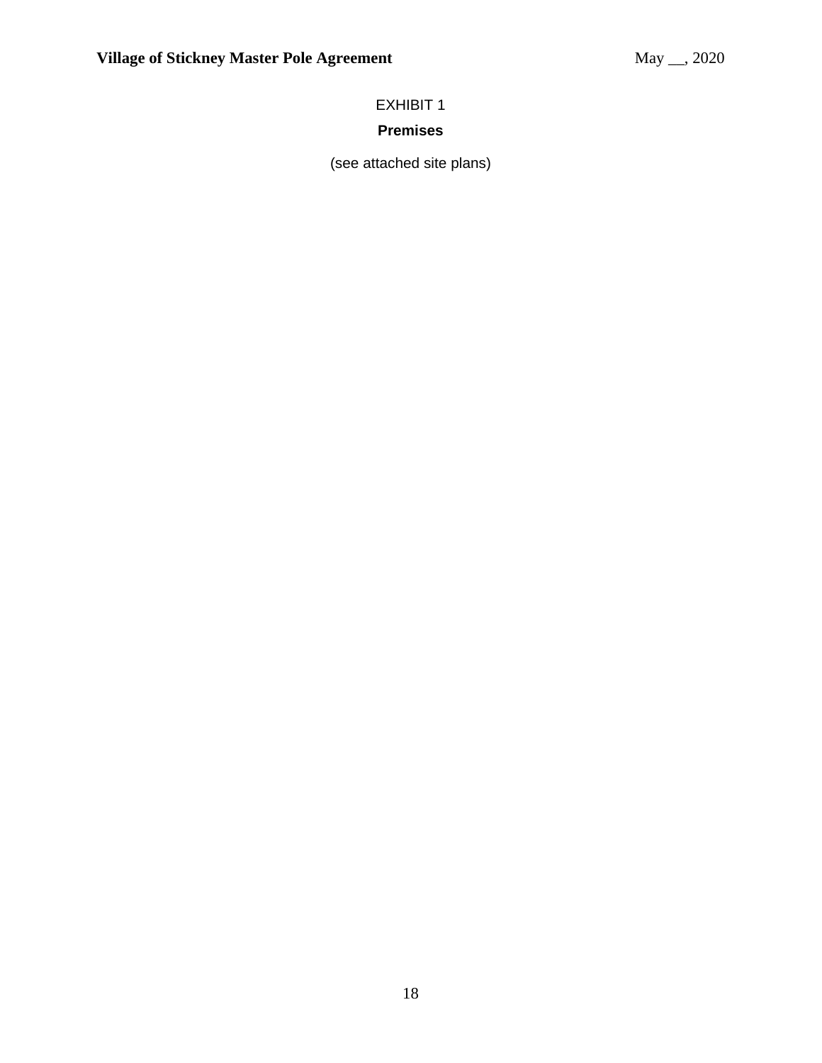EXHIBIT 1

**Premises**

(see attached site plans)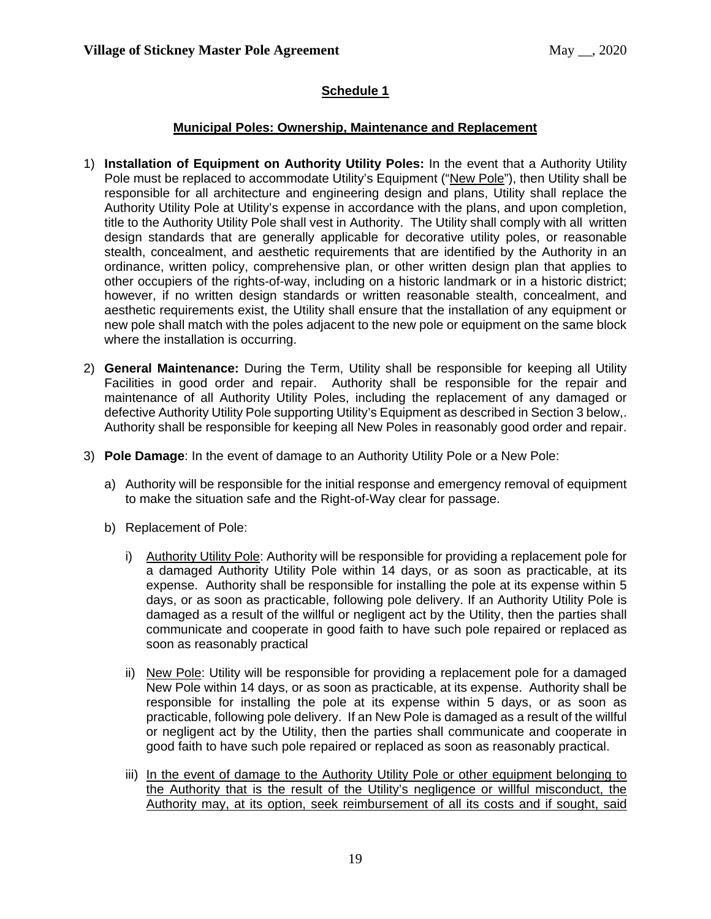## Schedule 1

### Municipal Poles: Ownership, Maintenance and Replacement

1) **Installation of Equipment on Authority Utility Poles:** In the event that a Authority Utility Pole must be replaced to accommodate Utility's Equipment ("New Pole"), then Utility shall be responsible for all architecture and engineering design and plans, Utility shall replace the Authority Utility Pole at Utility's expense in accordance with the plans, and upon completion, title to the Authority Utility Pole shall vest in Authority. The Utility shall comply with all written design standards that are generally applicable for decorative utility poles, or reasonable stealth, concealment, and aesthetic requirements that are identified by the Authority in an ordinance, written policy, comprehensive plan, or other written design plan that applies to other occupiers of the rights-of-way, including on a historic landmark or in a historic district; however, if no written design standards or written reasonable stealth, concealment, and aesthetic requirements exist, the Utility shall ensure that the installation of any equipment or new pole shall match with the poles adjacent to the new pole or equipment on the same block where the installation is occurring.

2) **General Maintenance:** During the Term, Utility shall be responsible for keeping all Utility Facilities in good order and repair. Authority shall be responsible for the repair and maintenance of all Authority Utility Poles, including the replacement of any damaged or defective Authority Utility Pole supporting Utility's Equipment as described in Section 3 below,. Authority shall be responsible for keeping all New Poles in reasonably good order and repair.

3) **Pole Damage**: In the event of damage to an Authority Utility Pole or a New Pole:

   a) Authority will be responsible for the initial response and emergency removal of equipment to make the situation safe and the Right-of-Way clear for passage.

   b) Replacement of Pole:

      i) Authority Utility Pole: Authority will be responsible for providing a replacement pole for a damaged Authority Utility Pole within 14 days, or as soon as practicable, at its expense. Authority shall be responsible for installing the pole at its expense within 5 days, or as soon as practicable, following pole delivery. If an Authority Utility Pole is damaged as a result of the willful or negligent act by the Utility, then the parties shall communicate and cooperate in good faith to have such pole repaired or replaced as soon as reasonably practical

      ii) New Pole: Utility will be responsible for providing a replacement pole for a damaged New Pole within 14 days, or as soon as practicable, at its expense. Authority shall be responsible for installing the pole at its expense within 5 days, or as soon as practicable, following pole delivery. If an New Pole is damaged as a result of the willful or negligent act by the Utility, then the parties shall communicate and cooperate in good faith to have such pole repaired or replaced as soon as reasonably practical.

      iii) In the event of damage to the Authority Utility Pole or other equipment belonging to the Authority that is the result of the Utility's negligence or willful misconduct, the Authority may, at its option, seek reimbursement of all its costs and if sought, said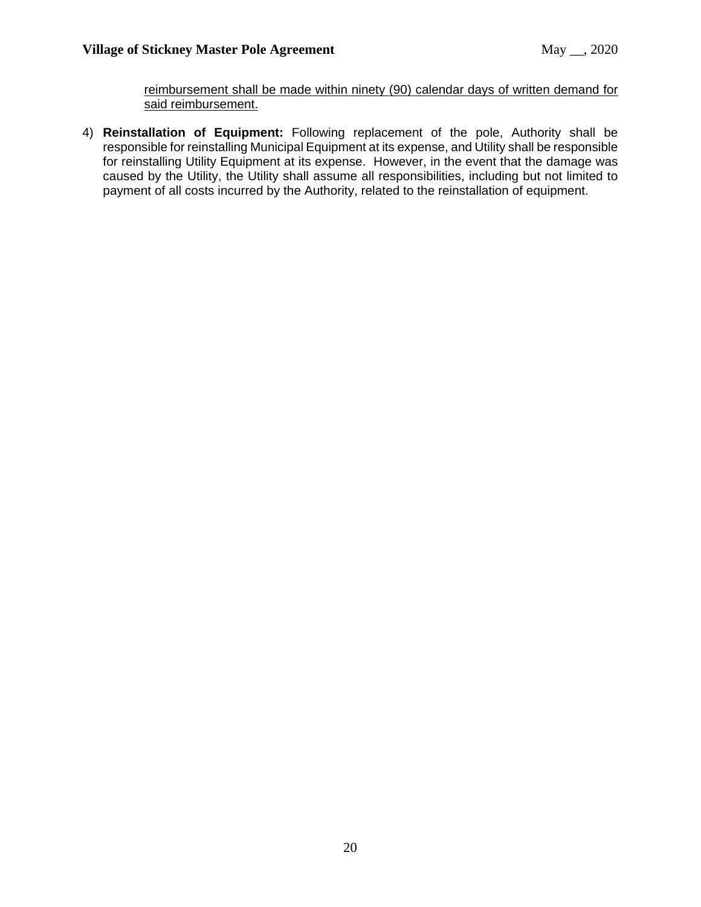reimbursement shall be made within ninety (90) calendar days of written demand for said reimbursement.

4) **Reinstallation of Equipment:** Following replacement of the pole, Authority shall be responsible for reinstalling Municipal Equipment at its expense, and Utility shall be responsible for reinstalling Utility Equipment at its expense. However, in the event that the damage was caused by the Utility, the Utility shall assume all responsibilities, including but not limited to payment of all costs incurred by the Authority, related to the reinstallation of equipment.